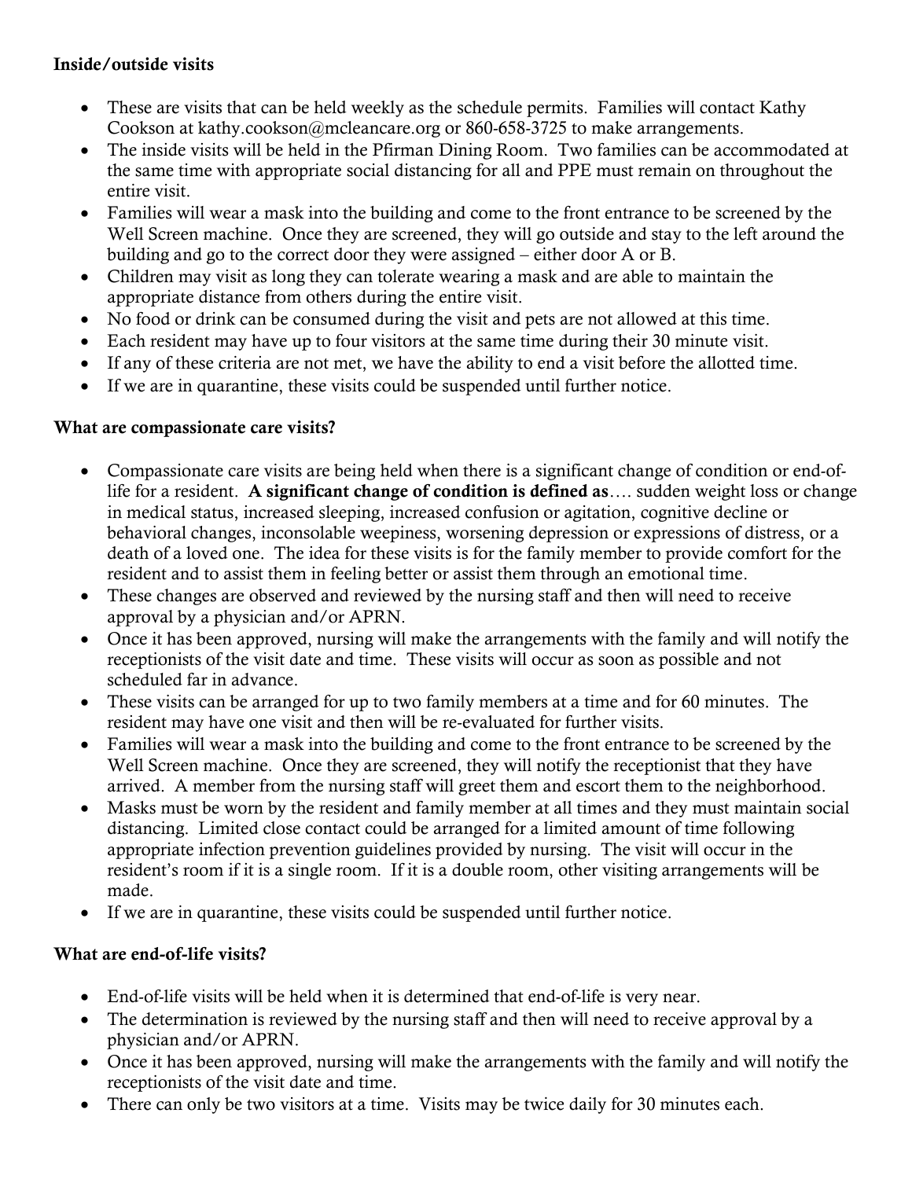**Inside/outside visits**

- These are visits that can be held weekly as the schedule permits. Families will contact Kathy Cookson at kathy.cookson@mcleancare.org or 860-658-3725 to make arrangements.
- The inside visits will be held in the Pfirman Dining Room. Two families can be accommodated at the same time with appropriate social distancing for all and PPE must remain on throughout the entire visit.
- Families will wear a mask into the building and come to the front entrance to be screened by the Well Screen machine. Once they are screened, they will go outside and stay to the left around the building and go to the correct door they were assigned – either door A or B.
- Children may visit as long they can tolerate wearing a mask and are able to maintain the appropriate distance from others during the entire visit.
- No food or drink can be consumed during the visit and pets are not allowed at this time.
- Each resident may have up to four visitors at the same time during their 30 minute visit.
- If any of these criteria are not met, we have the ability to end a visit before the allotted time.
- If we are in quarantine, these visits could be suspended until further notice.

**What are compassionate care visits?**

- Compassionate care visits are being held when there is a significant change of condition or end-of-life for a resident. **A significant change of condition is defined as**…. sudden weight loss or change in medical status, increased sleeping, increased confusion or agitation, cognitive decline or behavioral changes, inconsolable weepiness, worsening depression or expressions of distress, or a death of a loved one. The idea for these visits is for the family member to provide comfort for the resident and to assist them in feeling better or assist them through an emotional time.
- These changes are observed and reviewed by the nursing staff and then will need to receive approval by a physician and/or APRN.
- Once it has been approved, nursing will make the arrangements with the family and will notify the receptionists of the visit date and time. These visits will occur as soon as possible and not scheduled far in advance.
- These visits can be arranged for up to two family members at a time and for 60 minutes. The resident may have one visit and then will be re-evaluated for further visits.
- Families will wear a mask into the building and come to the front entrance to be screened by the Well Screen machine. Once they are screened, they will notify the receptionist that they have arrived. A member from the nursing staff will greet them and escort them to the neighborhood.
- Masks must be worn by the resident and family member at all times and they must maintain social distancing. Limited close contact could be arranged for a limited amount of time following appropriate infection prevention guidelines provided by nursing. The visit will occur in the resident's room if it is a single room. If it is a double room, other visiting arrangements will be made.
- If we are in quarantine, these visits could be suspended until further notice.

**What are end-of-life visits?**

- End-of-life visits will be held when it is determined that end-of-life is very near.
- The determination is reviewed by the nursing staff and then will need to receive approval by a physician and/or APRN.
- Once it has been approved, nursing will make the arrangements with the family and will notify the receptionists of the visit date and time.
- There can only be two visitors at a time. Visits may be twice daily for 30 minutes each.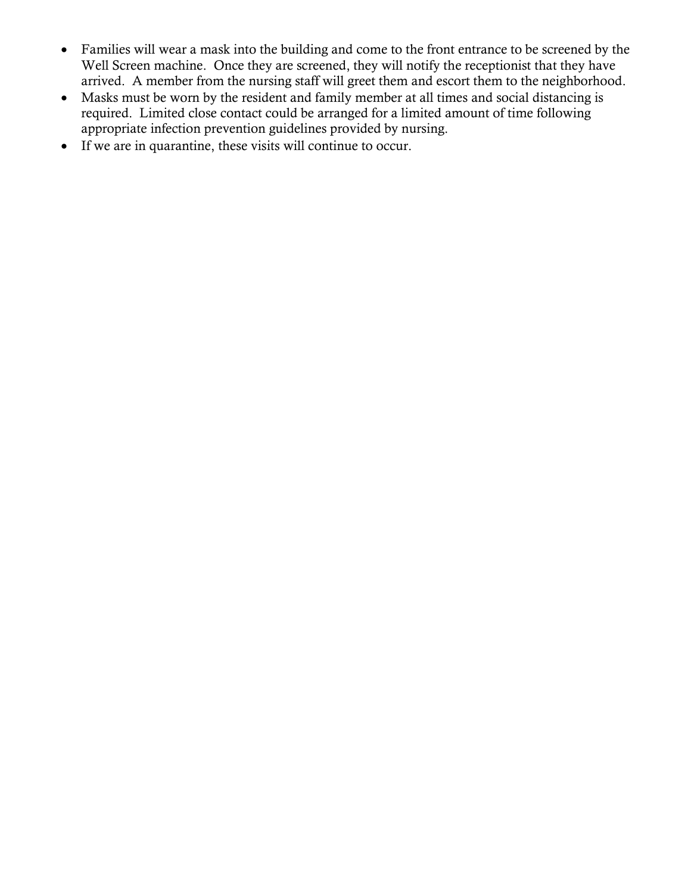- Families will wear a mask into the building and come to the front entrance to be screened by the Well Screen machine. Once they are screened, they will notify the receptionist that they have arrived. A member from the nursing staff will greet them and escort them to the neighborhood.
- Masks must be worn by the resident and family member at all times and social distancing is required. Limited close contact could be arranged for a limited amount of time following appropriate infection prevention guidelines provided by nursing.
- If we are in quarantine, these visits will continue to occur.